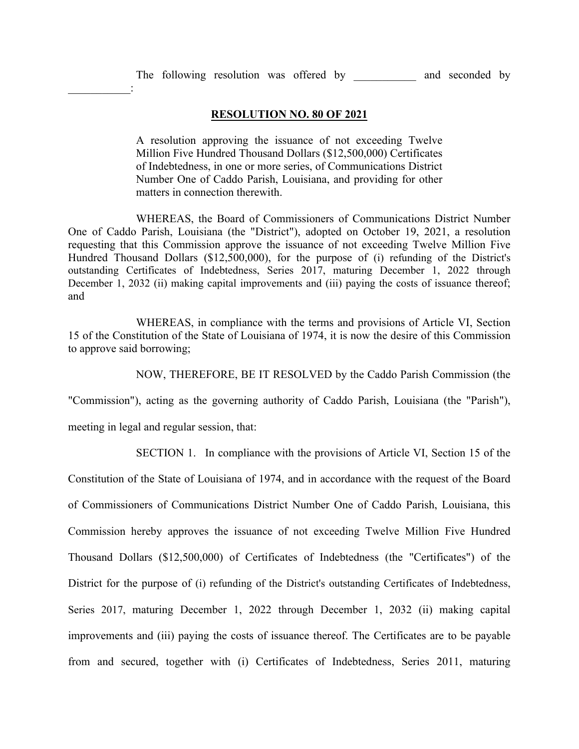The following resolution was offered by ___________ and seconded by ___________:

**RESOLUTION NO. 80 OF 2021**

A resolution approving the issuance of not exceeding Twelve Million Five Hundred Thousand Dollars ($12,500,000) Certificates of Indebtedness, in one or more series, of Communications District Number One of Caddo Parish, Louisiana, and providing for other matters in connection therewith.

WHEREAS, the Board of Commissioners of Communications District Number One of Caddo Parish, Louisiana (the "District"), adopted on October 19, 2021, a resolution requesting that this Commission approve the issuance of not exceeding Twelve Million Five Hundred Thousand Dollars ($12,500,000), for the purpose of (i) refunding of the District's outstanding Certificates of Indebtedness, Series 2017, maturing December 1, 2022 through December 1, 2032 (ii) making capital improvements and (iii) paying the costs of issuance thereof; and

WHEREAS, in compliance with the terms and provisions of Article VI, Section 15 of the Constitution of the State of Louisiana of 1974, it is now the desire of this Commission to approve said borrowing;

NOW, THEREFORE, BE IT RESOLVED by the Caddo Parish Commission (the "Commission"), acting as the governing authority of Caddo Parish, Louisiana (the "Parish"), meeting in legal and regular session, that:

SECTION 1. In compliance with the provisions of Article VI, Section 15 of the Constitution of the State of Louisiana of 1974, and in accordance with the request of the Board of Commissioners of Communications District Number One of Caddo Parish, Louisiana, this Commission hereby approves the issuance of not exceeding Twelve Million Five Hundred Thousand Dollars ($12,500,000) of Certificates of Indebtedness (the "Certificates") of the District for the purpose of (i) refunding of the District's outstanding Certificates of Indebtedness, Series 2017, maturing December 1, 2022 through December 1, 2032 (ii) making capital improvements and (iii) paying the costs of issuance thereof. The Certificates are to be payable from and secured, together with (i) Certificates of Indebtedness, Series 2011, maturing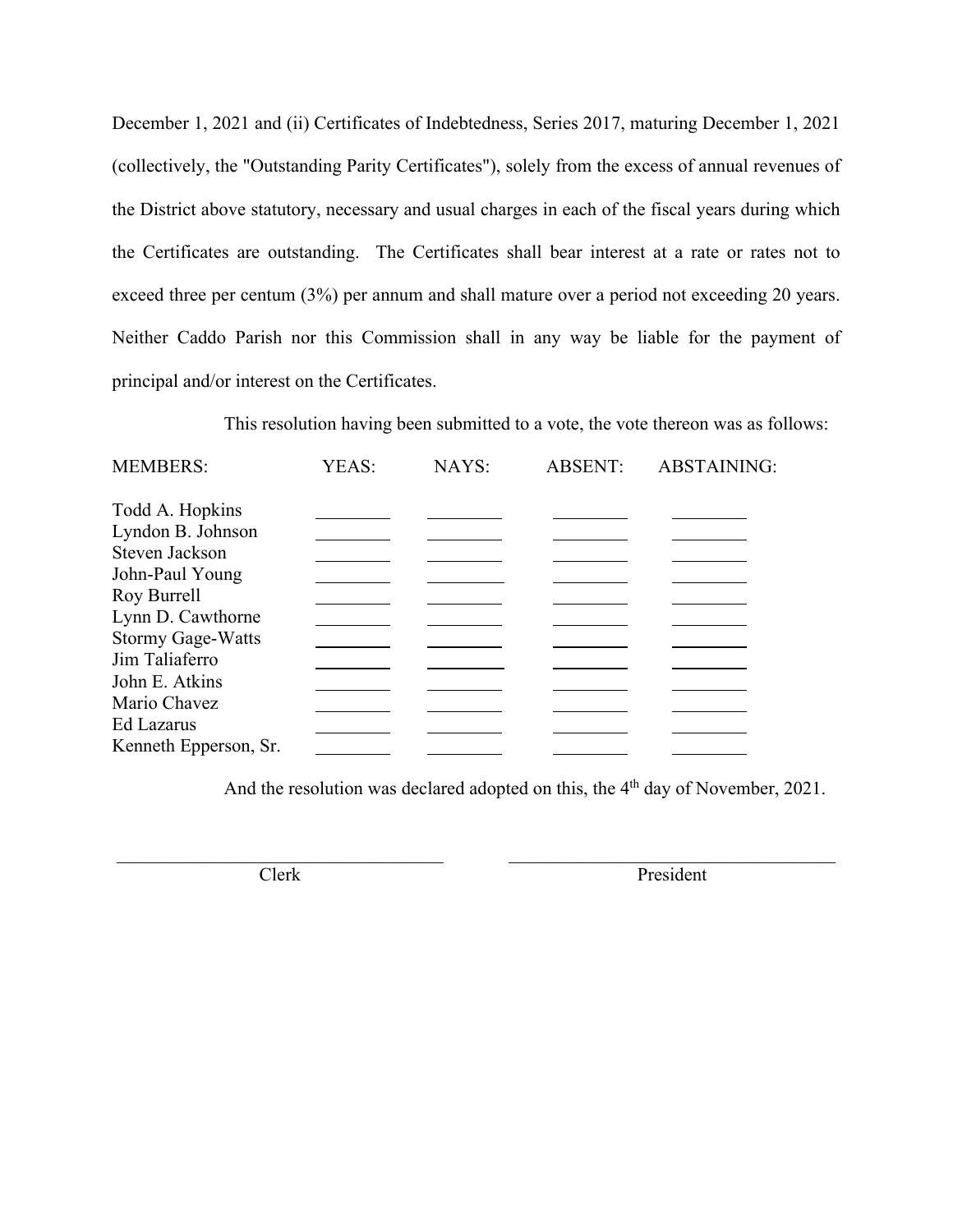December 1, 2021 and (ii) Certificates of Indebtedness, Series 2017, maturing December 1, 2021 (collectively, the "Outstanding Parity Certificates"), solely from the excess of annual revenues of the District above statutory, necessary and usual charges in each of the fiscal years during which the Certificates are outstanding. The Certificates shall bear interest at a rate or rates not to exceed three per centum (3%) per annum and shall mature over a period not exceeding 20 years. Neither Caddo Parish nor this Commission shall in any way be liable for the payment of principal and/or interest on the Certificates.

This resolution having been submitted to a vote, the vote thereon was as follows:

| MEMBERS: | YEAS: | NAYS: | ABSENT: | ABSTAINING: |
|---|---|---|---|---|
| Todd A. Hopkins | ________ | ________ | ________ | ________ |
| Lyndon B. Johnson | ________ | ________ | ________ | ________ |
| Steven Jackson | ________ | ________ | ________ | ________ |
| John-Paul Young | ________ | ________ | ________ | ________ |
| Roy Burrell | ________ | ________ | ________ | ________ |
| Lynn D. Cawthorne | ________ | ________ | ________ | ________ |
| Stormy Gage-Watts | ________ | ________ | ________ | ________ |
| Jim Taliaferro | ________ | ________ | ________ | ________ |
| John E. Atkins | ________ | ________ | ________ | ________ |
| Mario Chavez | ________ | ________ | ________ | ________ |
| Ed Lazarus | ________ | ________ | ________ | ________ |
| Kenneth Epperson, Sr. | ________ | ________ | ________ | ________ |

And the resolution was declared adopted on this, the 4th day of November, 2021.

________________________________________ Clerk

________________________________________ President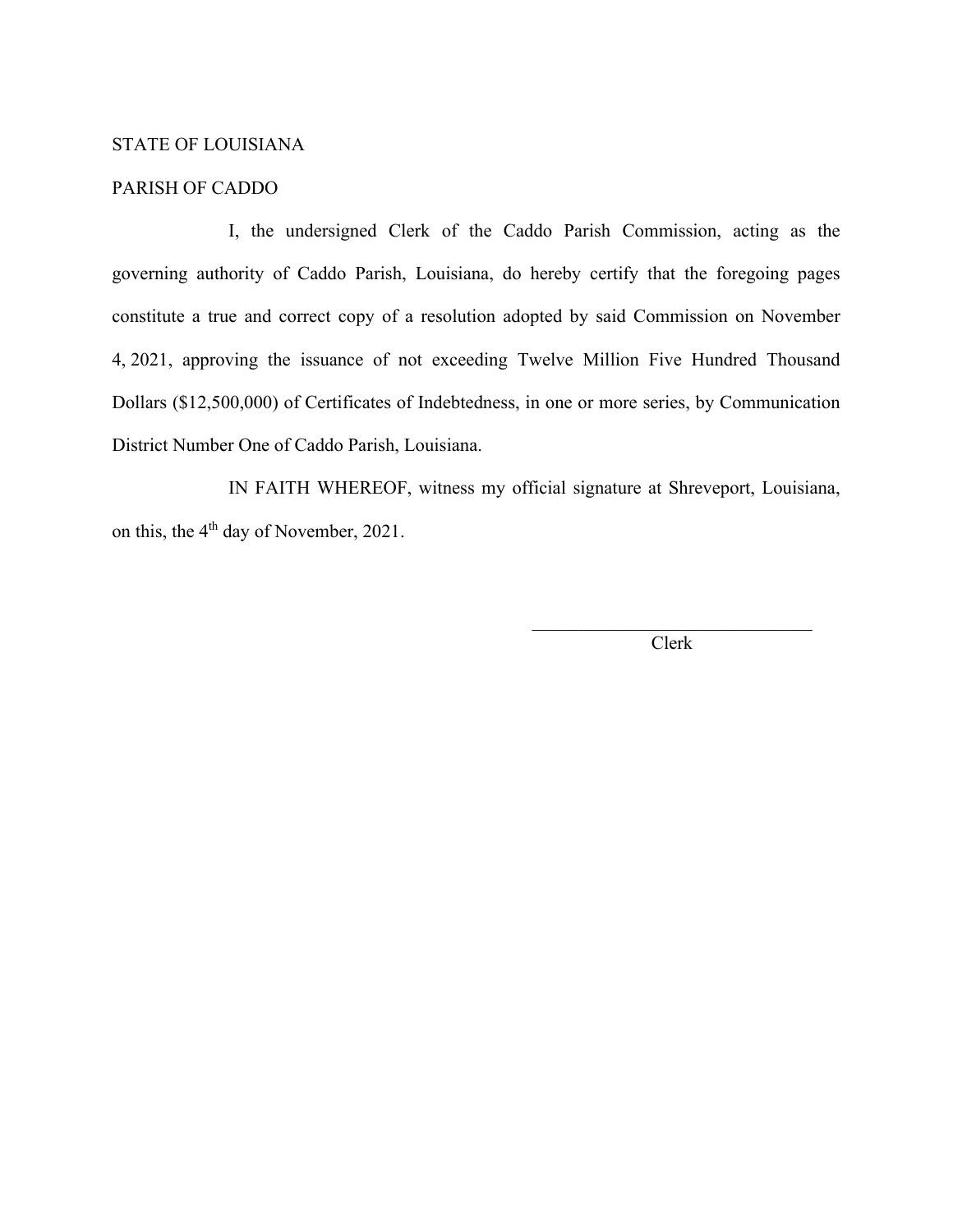STATE OF LOUISIANA

PARISH OF CADDO

I, the undersigned Clerk of the Caddo Parish Commission, acting as the governing authority of Caddo Parish, Louisiana, do hereby certify that the foregoing pages constitute a true and correct copy of a resolution adopted by said Commission on November 4, 2021, approving the issuance of not exceeding Twelve Million Five Hundred Thousand Dollars ($12,500,000) of Certificates of Indebtedness, in one or more series, by Communication District Number One of Caddo Parish, Louisiana.

IN FAITH WHEREOF, witness my official signature at Shreveport, Louisiana, on this, the 4th day of November, 2021.

\_\_\_\_\_\_\_\_\_\_\_\_\_\_\_\_\_\_\_\_\_\_\_\_\_\_\_\_\_\_\_\_

Clerk